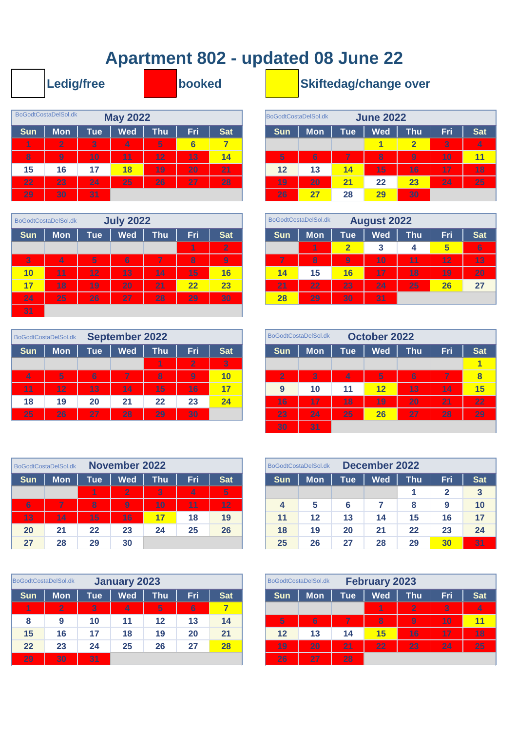# Apartment 802 - updated 08 June 22

Ledig/free | booked | Skiftedag/change over

### May 2022

BoGodtCostaDelSol.dk

| Sun | Mon | Tue | Wed | Thu | Fri | Sat |
|---|---|---|---|---|---|---|
| 1 | 2 | 3 | 4 | 5 | 6 | 7 |
| 8 | 9 | 10 | 11 | 12 | 13 | 14 |
| 15 | 16 | 17 | 18 | 19 | 20 | 21 |
| 22 | 23 | 24 | 25 | 26 | 27 | 28 |
| 29 | 30 | 31 | | | | |

### June 2022

BoGodtCostaDelSol.dk

| Sun | Mon | Tue | Wed | Thu | Fri | Sat |
|---|---|---|---|---|---|---|
| | | | 1 | 2 | 3 | 4 |
| 5 | 6 | 7 | 8 | 9 | 10 | 11 |
| 12 | 13 | 14 | 15 | 16 | 17 | 18 |
| 19 | 20 | 21 | 22 | 23 | 24 | 25 |
| 26 | 27 | 28 | 29 | 30 | | |

### July 2022

BoGodtCostaDelSol.dk

| Sun | Mon | Tue | Wed | Thu | Fri | Sat |
|---|---|---|---|---|---|---|
| | | | | | 1 | 2 |
| 3 | 4 | 5 | 6 | 7 | 8 | 9 |
| 10 | 11 | 12 | 13 | 14 | 15 | 16 |
| 17 | 18 | 19 | 20 | 21 | 22 | 23 |
| 24 | 25 | 26 | 27 | 28 | 29 | 30 |
| 31 | | | | | | |

### August 2022

BoGodtCostaDelSol.dk

| Sun | Mon | Tue | Wed | Thu | Fri | Sat |
|---|---|---|---|---|---|---|
| | 1 | 2 | 3 | 4 | 5 | 6 |
| 7 | 8 | 9 | 10 | 11 | 12 | 13 |
| 14 | 15 | 16 | 17 | 18 | 19 | 20 |
| 21 | 22 | 23 | 24 | 25 | 26 | 27 |
| 28 | 29 | 30 | 31 | | | |

### September 2022

BoGodtCostaDelSol.dk

| Sun | Mon | Tue | Wed | Thu | Fri | Sat |
|---|---|---|---|---|---|---|
| | | | | 1 | 2 | 3 |
| 4 | 5 | 6 | 7 | 8 | 9 | 10 |
| 11 | 12 | 13 | 14 | 15 | 16 | 17 |
| 18 | 19 | 20 | 21 | 22 | 23 | 24 |
| 25 | 26 | 27 | 28 | 29 | 30 | |

### October 2022

BoGodtCostaDelSol.dk

| Sun | Mon | Tue | Wed | Thu | Fri | Sat |
|---|---|---|---|---|---|---|
| | | | | | | 1 |
| 2 | 3 | 4 | 5 | 6 | 7 | 8 |
| 9 | 10 | 11 | 12 | 13 | 14 | 15 |
| 16 | 17 | 18 | 19 | 20 | 21 | 22 |
| 23 | 24 | 25 | 26 | 27 | 28 | 29 |
| 30 | 31 | | | | | |

### November 2022

BoGodtCostaDelSol.dk

| Sun | Mon | Tue | Wed | Thu | Fri | Sat |
|---|---|---|---|---|---|---|
| | | 1 | 2 | 3 | 4 | 5 |
| 6 | 7 | 8 | 9 | 10 | 11 | 12 |
| 13 | 14 | 15 | 16 | 17 | 18 | 19 |
| 20 | 21 | 22 | 23 | 24 | 25 | 26 |
| 27 | 28 | 29 | 30 | | | |

### December 2022

BoGodtCostaDelSol.dk

| Sun | Mon | Tue | Wed | Thu | Fri | Sat |
|---|---|---|---|---|---|---|
| | | | | 1 | 2 | 3 |
| 4 | 5 | 6 | 7 | 8 | 9 | 10 |
| 11 | 12 | 13 | 14 | 15 | 16 | 17 |
| 18 | 19 | 20 | 21 | 22 | 23 | 24 |
| 25 | 26 | 27 | 28 | 29 | 30 | 31 |

### January 2023

BoGodtCostaDelSol.dk

| Sun | Mon | Tue | Wed | Thu | Fri | Sat |
|---|---|---|---|---|---|---|
| 1 | 2 | 3 | 4 | 5 | 6 | 7 |
| 8 | 9 | 10 | 11 | 12 | 13 | 14 |
| 15 | 16 | 17 | 18 | 19 | 20 | 21 |
| 22 | 23 | 24 | 25 | 26 | 27 | 28 |
| 29 | 30 | 31 | | | | |

### February 2023

BoGodtCostaDelSol.dk

| Sun | Mon | Tue | Wed | Thu | Fri | Sat |
|---|---|---|---|---|---|---|
| | | | 1 | 2 | 3 | 4 |
| 5 | 6 | 7 | 8 | 9 | 10 | 11 |
| 12 | 13 | 14 | 15 | 16 | 17 | 18 |
| 19 | 20 | 21 | 22 | 23 | 24 | 25 |
| 26 | 27 | 28 | | | | |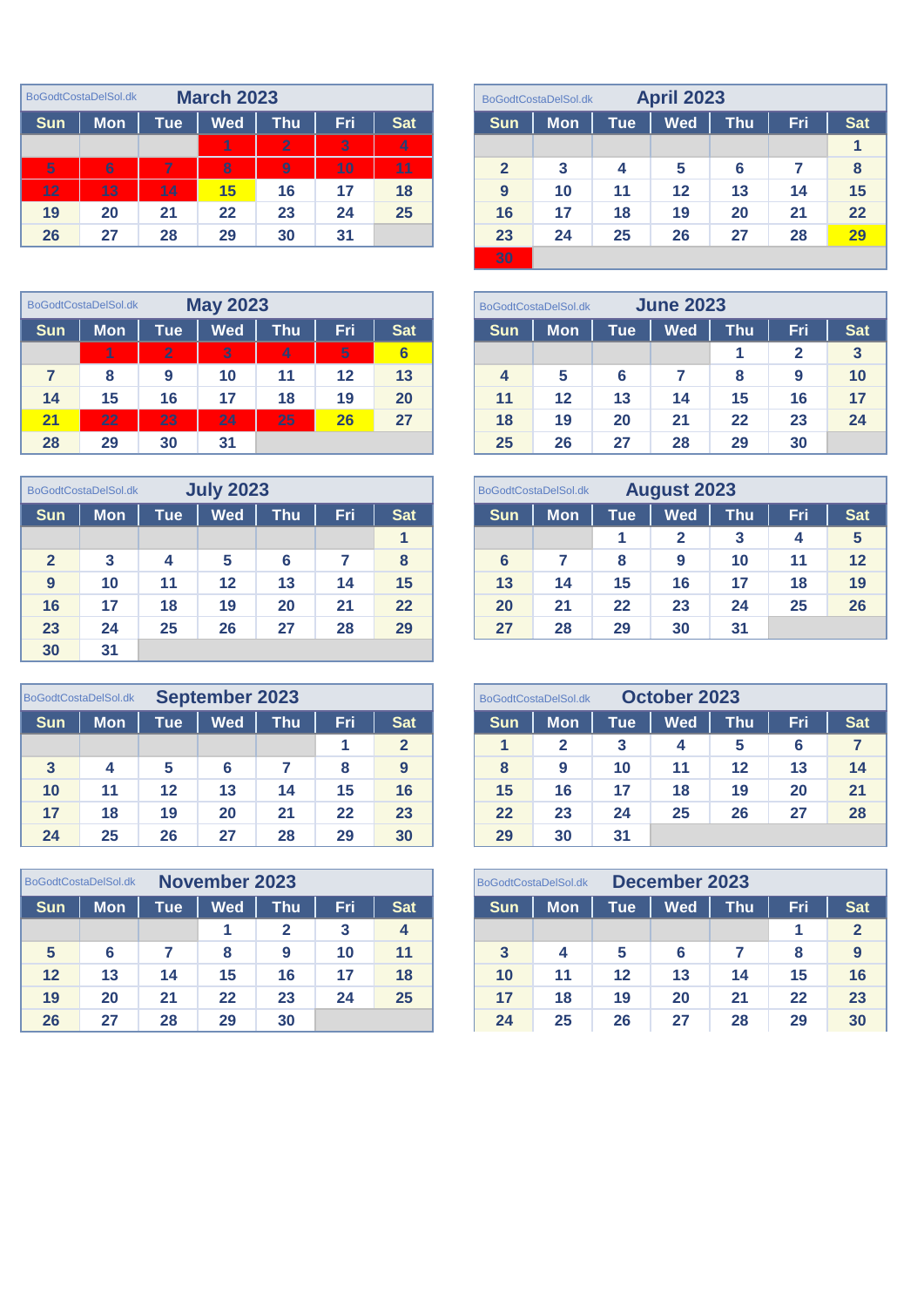## March 2023

BoGodtCostaDelSol.dk

| Sun | Mon | Tue | Wed | Thu | Fri | Sat |
|---|---|---|---|---|---|---|
| | | | 1 | 2 | 3 | 4 |
| 5 | 6 | 7 | 8 | 9 | 10 | 11 |
| 12 | 13 | 14 | 15 | 16 | 17 | 18 |
| 19 | 20 | 21 | 22 | 23 | 24 | 25 |
| 26 | 27 | 28 | 29 | 30 | 31 | |

## April 2023

BoGodtCostaDelSol.dk

| Sun | Mon | Tue | Wed | Thu | Fri | Sat |
|---|---|---|---|---|---|---|
| | | | | | | 1 |
| 2 | 3 | 4 | 5 | 6 | 7 | 8 |
| 9 | 10 | 11 | 12 | 13 | 14 | 15 |
| 16 | 17 | 18 | 19 | 20 | 21 | 22 |
| 23 | 24 | 25 | 26 | 27 | 28 | 29 |
| 30 | | | | | | |

## May 2023

BoGodtCostaDelSol.dk

| Sun | Mon | Tue | Wed | Thu | Fri | Sat |
|---|---|---|---|---|---|---|
| | 1 | 2 | 3 | 4 | 5 | 6 |
| 7 | 8 | 9 | 10 | 11 | 12 | 13 |
| 14 | 15 | 16 | 17 | 18 | 19 | 20 |
| 21 | 22 | 23 | 24 | 25 | 26 | 27 |
| 28 | 29 | 30 | 31 | | | |

## June 2023

BoGodtCostaDelSol.dk

| Sun | Mon | Tue | Wed | Thu | Fri | Sat |
|---|---|---|---|---|---|---|
| | | | | 1 | 2 | 3 |
| 4 | 5 | 6 | 7 | 8 | 9 | 10 |
| 11 | 12 | 13 | 14 | 15 | 16 | 17 |
| 18 | 19 | 20 | 21 | 22 | 23 | 24 |
| 25 | 26 | 27 | 28 | 29 | 30 | |

## July 2023

BoGodtCostaDelSol.dk

| Sun | Mon | Tue | Wed | Thu | Fri | Sat |
|---|---|---|---|---|---|---|
| | | | | | | 1 |
| 2 | 3 | 4 | 5 | 6 | 7 | 8 |
| 9 | 10 | 11 | 12 | 13 | 14 | 15 |
| 16 | 17 | 18 | 19 | 20 | 21 | 22 |
| 23 | 24 | 25 | 26 | 27 | 28 | 29 |
| 30 | 31 | | | | | |

## August 2023

BoGodtCostaDelSol.dk

| Sun | Mon | Tue | Wed | Thu | Fri | Sat |
|---|---|---|---|---|---|---|
| | | 1 | 2 | 3 | 4 | 5 |
| 6 | 7 | 8 | 9 | 10 | 11 | 12 |
| 13 | 14 | 15 | 16 | 17 | 18 | 19 |
| 20 | 21 | 22 | 23 | 24 | 25 | 26 |
| 27 | 28 | 29 | 30 | 31 | | |

## September 2023

BoGodtCostaDelSol.dk

| Sun | Mon | Tue | Wed | Thu | Fri | Sat |
|---|---|---|---|---|---|---|
| | | | | | 1 | 2 |
| 3 | 4 | 5 | 6 | 7 | 8 | 9 |
| 10 | 11 | 12 | 13 | 14 | 15 | 16 |
| 17 | 18 | 19 | 20 | 21 | 22 | 23 |
| 24 | 25 | 26 | 27 | 28 | 29 | 30 |

## October 2023

BoGodtCostaDelSol.dk

| Sun | Mon | Tue | Wed | Thu | Fri | Sat |
|---|---|---|---|---|---|---|
| 1 | 2 | 3 | 4 | 5 | 6 | 7 |
| 8 | 9 | 10 | 11 | 12 | 13 | 14 |
| 15 | 16 | 17 | 18 | 19 | 20 | 21 |
| 22 | 23 | 24 | 25 | 26 | 27 | 28 |
| 29 | 30 | 31 | | | | |

## November 2023

BoGodtCostaDelSol.dk

| Sun | Mon | Tue | Wed | Thu | Fri | Sat |
|---|---|---|---|---|---|---|
| | | | 1 | 2 | 3 | 4 |
| 5 | 6 | 7 | 8 | 9 | 10 | 11 |
| 12 | 13 | 14 | 15 | 16 | 17 | 18 |
| 19 | 20 | 21 | 22 | 23 | 24 | 25 |
| 26 | 27 | 28 | 29 | 30 | | |

## December 2023

BoGodtCostaDelSol.dk

| Sun | Mon | Tue | Wed | Thu | Fri | Sat |
|---|---|---|---|---|---|---|
| | | | | | 1 | 2 |
| 3 | 4 | 5 | 6 | 7 | 8 | 9 |
| 10 | 11 | 12 | 13 | 14 | 15 | 16 |
| 17 | 18 | 19 | 20 | 21 | 22 | 23 |
| 24 | 25 | 26 | 27 | 28 | 29 | 30 |